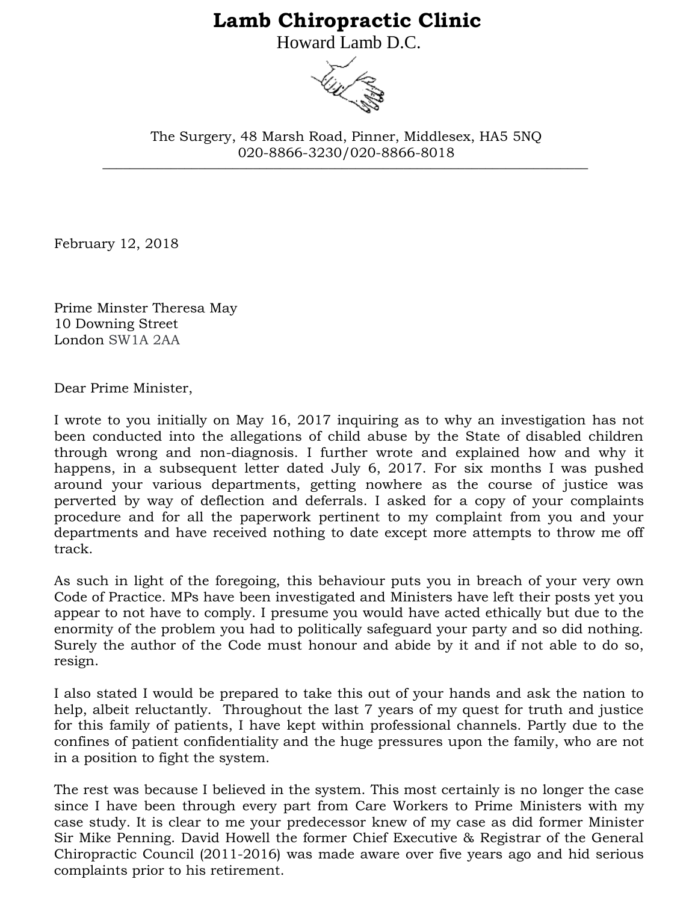# Lamb Chiropractic Clinic

Howard Lamb D.C.

The Surgery, 48 Marsh Road, Pinner, Middlesex, HA5 5NQ
020-8866-3230/020-8866-8018

---

February 12, 2018

Prime Minster Theresa May
10 Downing Street
London SW1A 2AA

Dear Prime Minister,

I wrote to you initially on May 16, 2017 inquiring as to why an investigation has not been conducted into the allegations of child abuse by the State of disabled children through wrong and non-diagnosis. I further wrote and explained how and why it happens, in a subsequent letter dated July 6, 2017. For six months I was pushed around your various departments, getting nowhere as the course of justice was perverted by way of deflection and deferrals. I asked for a copy of your complaints procedure and for all the paperwork pertinent to my complaint from you and your departments and have received nothing to date except more attempts to throw me off track.

As such in light of the foregoing, this behaviour puts you in breach of your very own Code of Practice. MPs have been investigated and Ministers have left their posts yet you appear to not have to comply. I presume you would have acted ethically but due to the enormity of the problem you had to politically safeguard your party and so did nothing. Surely the author of the Code must honour and abide by it and if not able to do so, resign.

I also stated I would be prepared to take this out of your hands and ask the nation to help, albeit reluctantly. Throughout the last 7 years of my quest for truth and justice for this family of patients, I have kept within professional channels. Partly due to the confines of patient confidentiality and the huge pressures upon the family, who are not in a position to fight the system.

The rest was because I believed in the system. This most certainly is no longer the case since I have been through every part from Care Workers to Prime Ministers with my case study. It is clear to me your predecessor knew of my case as did former Minister Sir Mike Penning. David Howell the former Chief Executive & Registrar of the General Chiropractic Council (2011-2016) was made aware over five years ago and hid serious complaints prior to his retirement.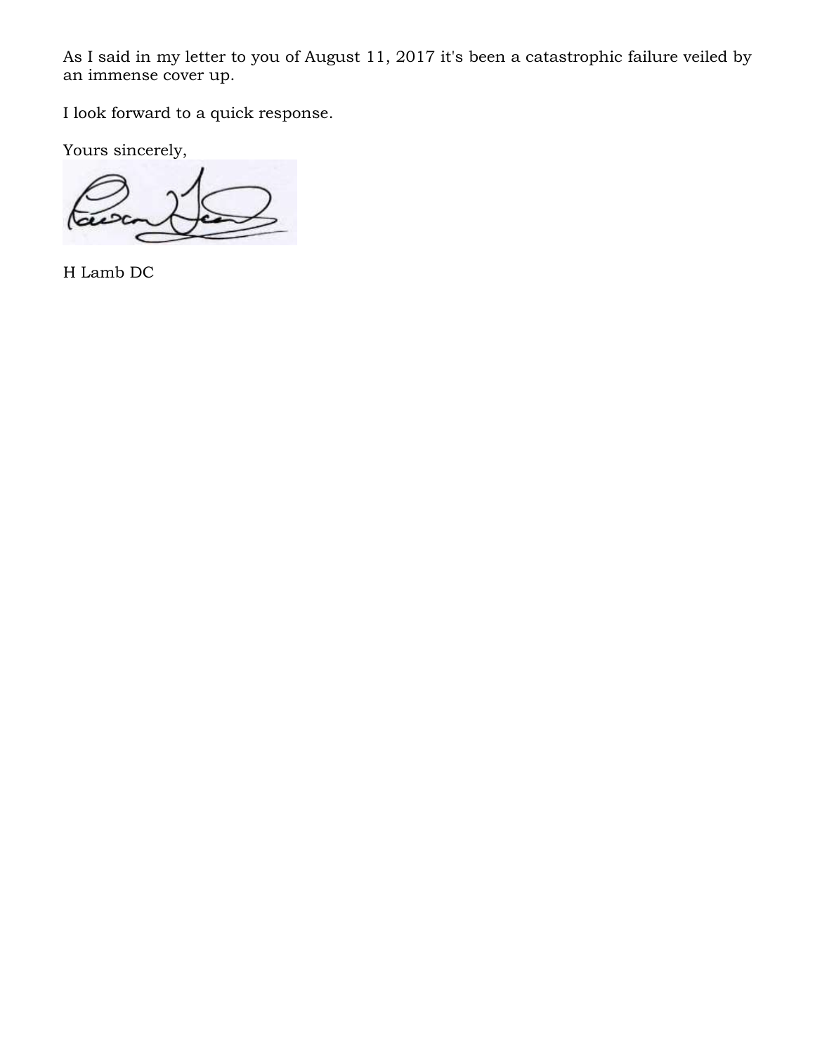As I said in my letter to you of August 11, 2017 it's been a catastrophic failure veiled by an immense cover up.

I look forward to a quick response.

Yours sincerely,

H Lamb DC